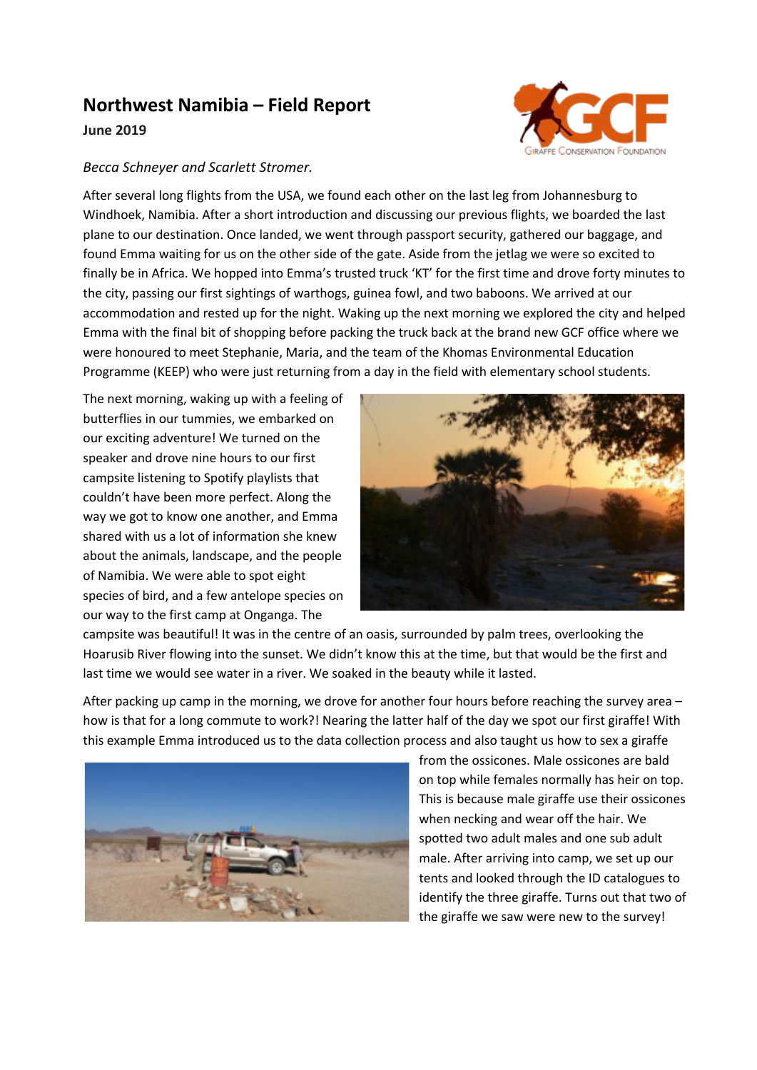# Northwest Namibia – Field Report

**June 2019**

*Becca Schneyer and Scarlett Stromer.*

After several long flights from the USA, we found each other on the last leg from Johannesburg to Windhoek, Namibia. After a short introduction and discussing our previous flights, we boarded the last plane to our destination. Once landed, we went through passport security, gathered our baggage, and found Emma waiting for us on the other side of the gate. Aside from the jetlag we were so excited to finally be in Africa. We hopped into Emma's trusted truck 'KT' for the first time and drove forty minutes to the city, passing our first sightings of warthogs, guinea fowl, and two baboons. We arrived at our accommodation and rested up for the night. Waking up the next morning we explored the city and helped Emma with the final bit of shopping before packing the truck back at the brand new GCF office where we were honoured to meet Stephanie, Maria, and the team of the Khomas Environmental Education Programme (KEEP) who were just returning from a day in the field with elementary school students.

The next morning, waking up with a feeling of butterflies in our tummies, we embarked on our exciting adventure! We turned on the speaker and drove nine hours to our first campsite listening to Spotify playlists that couldn't have been more perfect. Along the way we got to know one another, and Emma shared with us a lot of information she knew about the animals, landscape, and the people of Namibia. We were able to spot eight species of bird, and a few antelope species on our way to the first camp at Onganga. The campsite was beautiful! It was in the centre of an oasis, surrounded by palm trees, overlooking the Hoarusib River flowing into the sunset. We didn't know this at the time, but that would be the first and last time we would see water in a river. We soaked in the beauty while it lasted.

After packing up camp in the morning, we drove for another four hours before reaching the survey area – how is that for a long commute to work?! Nearing the latter half of the day we spot our first giraffe! With this example Emma introduced us to the data collection process and also taught us how to sex a giraffe from the ossicones. Male ossicones are bald on top while females normally has heir on top. This is because male giraffe use their ossicones when necking and wear off the hair. We spotted two adult males and one sub adult male. After arriving into camp, we set up our tents and looked through the ID catalogues to identify the three giraffe. Turns out that two of the giraffe we saw were new to the survey!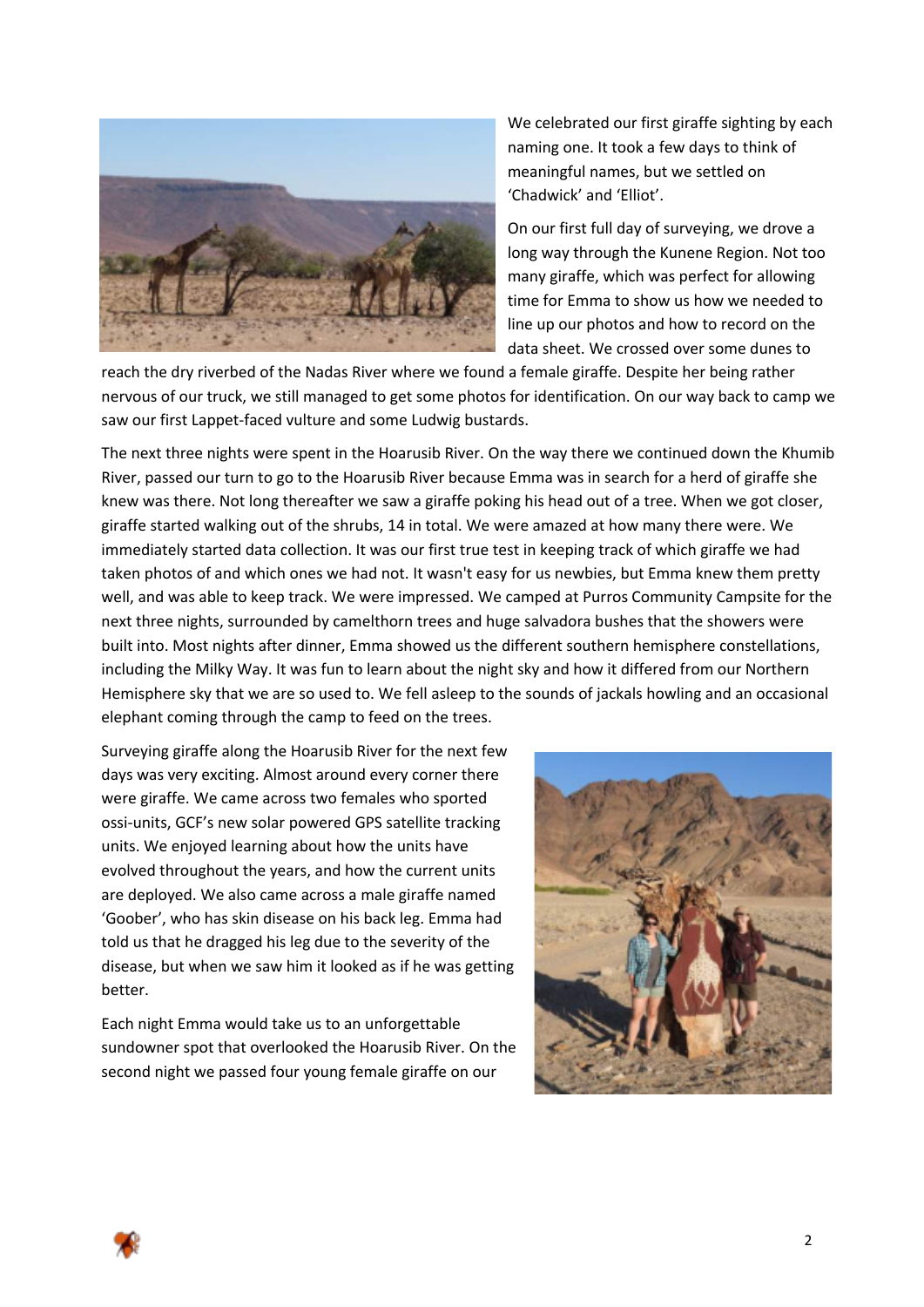We celebrated our first giraffe sighting by each naming one. It took a few days to think of meaningful names, but we settled on 'Chadwick' and 'Elliot'.

On our first full day of surveying, we drove a long way through the Kunene Region. Not too many giraffe, which was perfect for allowing time for Emma to show us how we needed to line up our photos and how to record on the data sheet. We crossed over some dunes to reach the dry riverbed of the Nadas River where we found a female giraffe. Despite her being rather nervous of our truck, we still managed to get some photos for identification. On our way back to camp we saw our first Lappet-faced vulture and some Ludwig bustards.

The next three nights were spent in the Hoarusib River. On the way there we continued down the Khumib River, passed our turn to go to the Hoarusib River because Emma was in search for a herd of giraffe she knew was there. Not long thereafter we saw a giraffe poking his head out of a tree. When we got closer, giraffe started walking out of the shrubs, 14 in total. We were amazed at how many there were. We immediately started data collection. It was our first true test in keeping track of which giraffe we had taken photos of and which ones we had not. It wasn't easy for us newbies, but Emma knew them pretty well, and was able to keep track. We were impressed. We camped at Purros Community Campsite for the next three nights, surrounded by camelthorn trees and huge salvadora bushes that the showers were built into. Most nights after dinner, Emma showed us the different southern hemisphere constellations, including the Milky Way. It was fun to learn about the night sky and how it differed from our Northern Hemisphere sky that we are so used to. We fell asleep to the sounds of jackals howling and an occasional elephant coming through the camp to feed on the trees.

Surveying giraffe along the Hoarusib River for the next few days was very exciting. Almost around every corner there were giraffe. We came across two females who sported ossi-units, GCF's new solar powered GPS satellite tracking units. We enjoyed learning about how the units have evolved throughout the years, and how the current units are deployed. We also came across a male giraffe named 'Goober', who has skin disease on his back leg. Emma had told us that he dragged his leg due to the severity of the disease, but when we saw him it looked as if he was getting better.

Each night Emma would take us to an unforgettable sundowner spot that overlooked the Hoarusib River. On the second night we passed four young female giraffe on our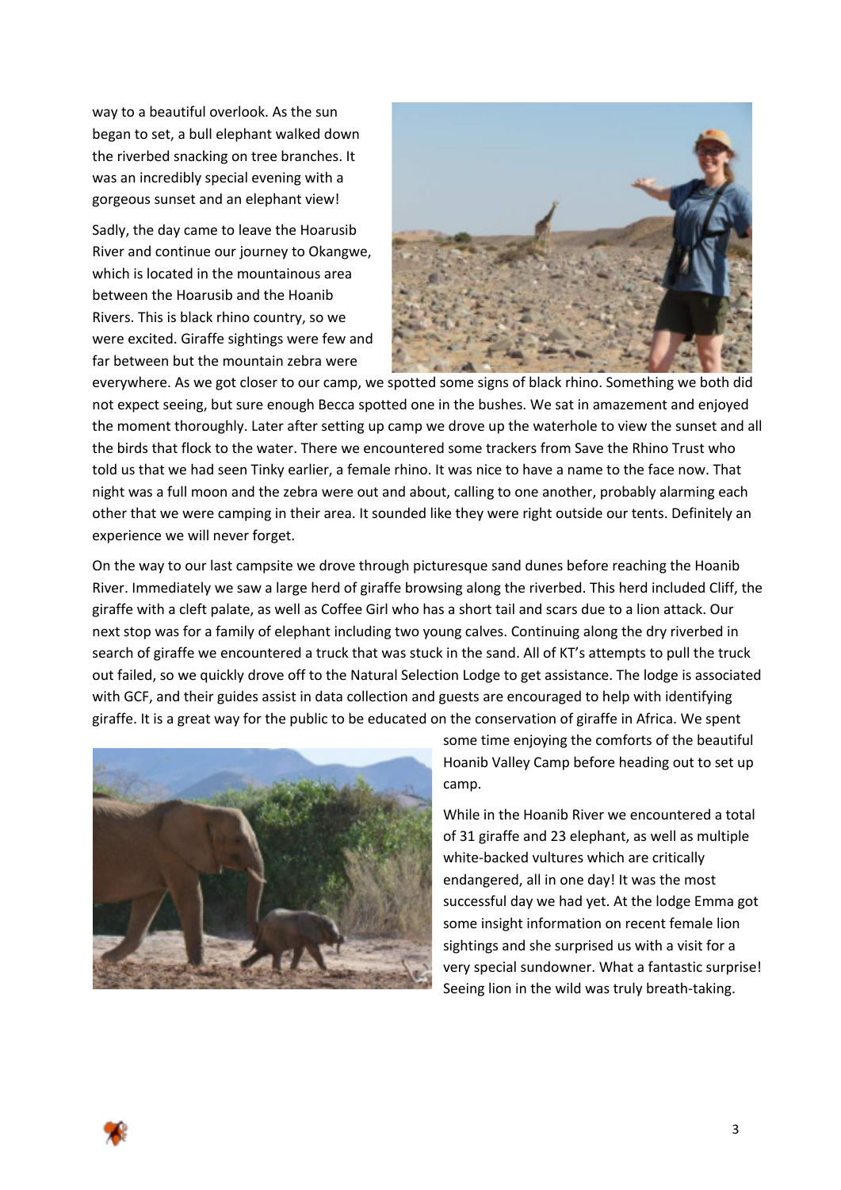way to a beautiful overlook. As the sun began to set, a bull elephant walked down the riverbed snacking on tree branches. It was an incredibly special evening with a gorgeous sunset and an elephant view!

Sadly, the day came to leave the Hoarusib River and continue our journey to Okangwe, which is located in the mountainous area between the Hoarusib and the Hoanib Rivers. This is black rhino country, so we were excited. Giraffe sightings were few and far between but the mountain zebra were everywhere. As we got closer to our camp, we spotted some signs of black rhino. Something we both did not expect seeing, but sure enough Becca spotted one in the bushes. We sat in amazement and enjoyed the moment thoroughly. Later after setting up camp we drove up the waterhole to view the sunset and all the birds that flock to the water. There we encountered some trackers from Save the Rhino Trust who told us that we had seen Tinky earlier, a female rhino. It was nice to have a name to the face now. That night was a full moon and the zebra were out and about, calling to one another, probably alarming each other that we were camping in their area. It sounded like they were right outside our tents. Definitely an experience we will never forget.

On the way to our last campsite we drove through picturesque sand dunes before reaching the Hoanib River. Immediately we saw a large herd of giraffe browsing along the riverbed. This herd included Cliff, the giraffe with a cleft palate, as well as Coffee Girl who has a short tail and scars due to a lion attack. Our next stop was for a family of elephant including two young calves. Continuing along the dry riverbed in search of giraffe we encountered a truck that was stuck in the sand. All of KT's attempts to pull the truck out failed, so we quickly drove off to the Natural Selection Lodge to get assistance. The lodge is associated with GCF, and their guides assist in data collection and guests are encouraged to help with identifying giraffe. It is a great way for the public to be educated on the conservation of giraffe in Africa. We spent some time enjoying the comforts of the beautiful Hoanib Valley Camp before heading out to set up camp.

While in the Hoanib River we encountered a total of 31 giraffe and 23 elephant, as well as multiple white-backed vultures which are critically endangered, all in one day! It was the most successful day we had yet. At the lodge Emma got some insight information on recent female lion sightings and she surprised us with a visit for a very special sundowner. What a fantastic surprise! Seeing lion in the wild was truly breath-taking.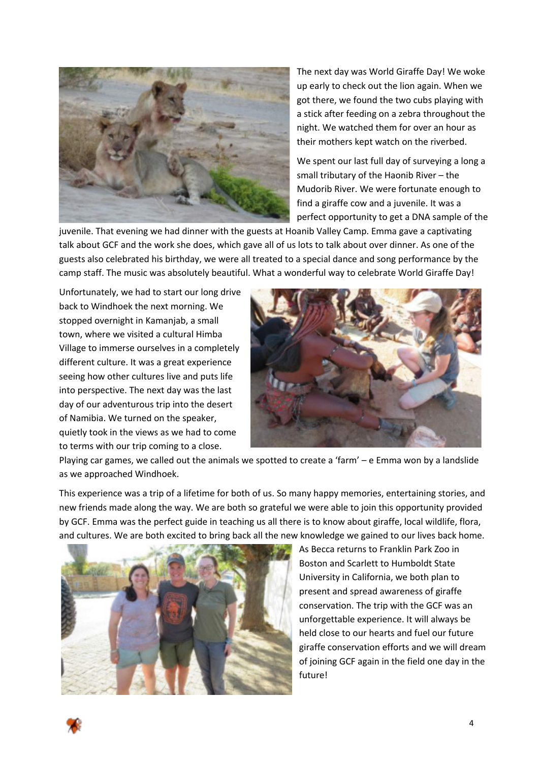The next day was World Giraffe Day! We woke up early to check out the lion again. When we got there, we found the two cubs playing with a stick after feeding on a zebra throughout the night. We watched them for over an hour as their mothers kept watch on the riverbed.

We spent our last full day of surveying a long a small tributary of the Haonib River – the Mudorib River. We were fortunate enough to find a giraffe cow and a juvenile. It was a perfect opportunity to get a DNA sample of the juvenile. That evening we had dinner with the guests at Hoanib Valley Camp. Emma gave a captivating talk about GCF and the work she does, which gave all of us lots to talk about over dinner. As one of the guests also celebrated his birthday, we were all treated to a special dance and song performance by the camp staff. The music was absolutely beautiful. What a wonderful way to celebrate World Giraffe Day!

Unfortunately, we had to start our long drive back to Windhoek the next morning. We stopped overnight in Kamanjab, a small town, where we visited a cultural Himba Village to immerse ourselves in a completely different culture. It was a great experience seeing how other cultures live and puts life into perspective. The next day was the last day of our adventurous trip into the desert of Namibia. We turned on the speaker, quietly took in the views as we had to come to terms with our trip coming to a close. Playing car games, we called out the animals we spotted to create a 'farm' – e Emma won by a landslide as we approached Windhoek.

This experience was a trip of a lifetime for both of us. So many happy memories, entertaining stories, and new friends made along the way. We are both so grateful we were able to join this opportunity provided by GCF. Emma was the perfect guide in teaching us all there is to know about giraffe, local wildlife, flora, and cultures. We are both excited to bring back all the new knowledge we gained to our lives back home.

As Becca returns to Franklin Park Zoo in Boston and Scarlett to Humboldt State University in California, we both plan to present and spread awareness of giraffe conservation. The trip with the GCF was an unforgettable experience. It will always be held close to our hearts and fuel our future giraffe conservation efforts and we will dream of joining GCF again in the field one day in the future!